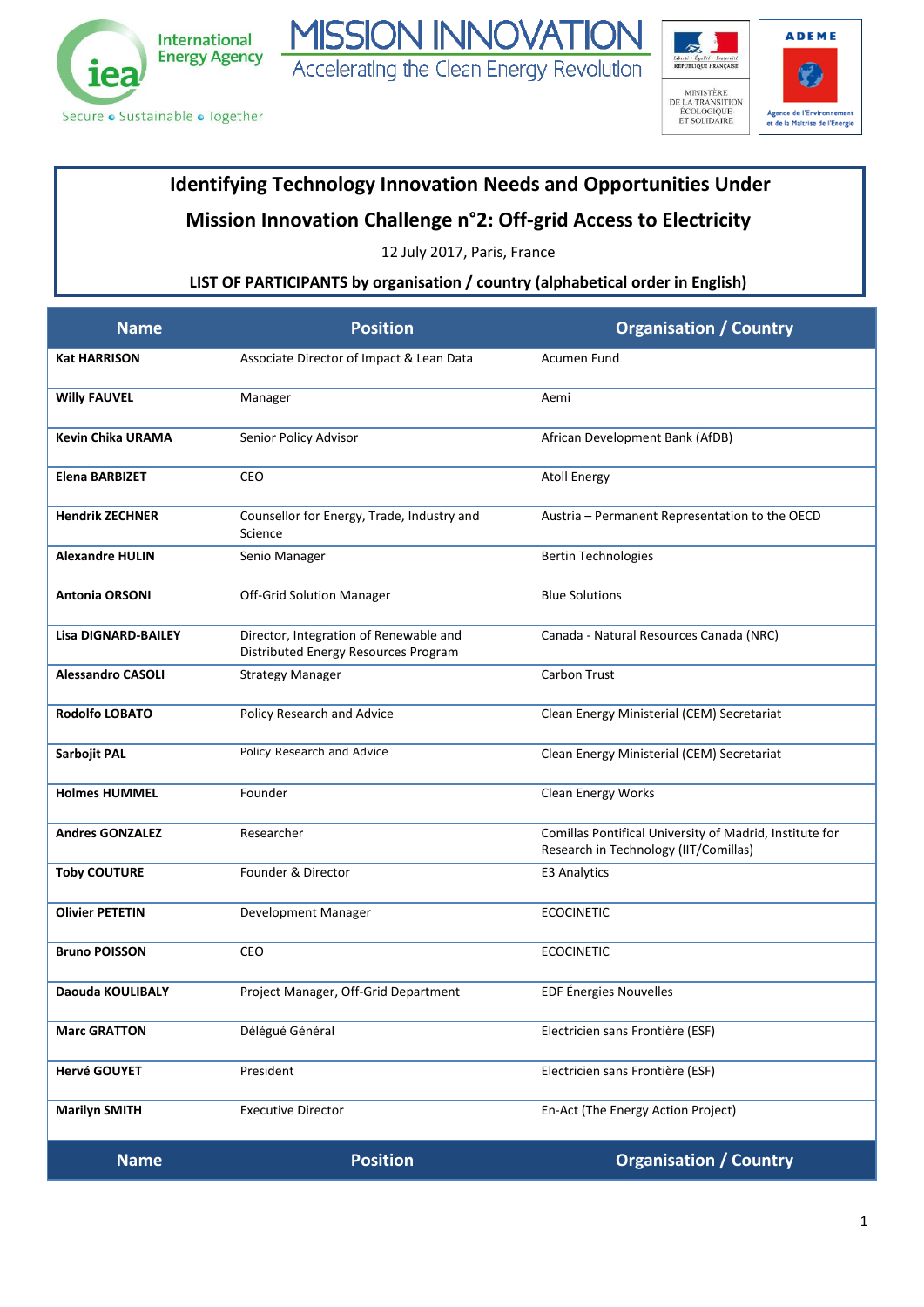# Identifying Technology Innovation Needs and Opportunities Under Mission Innovation Challenge n°2: Off-grid Access to Electricity

12 July 2017, Paris, France

**LIST OF PARTICIPANTS by organisation / country (alphabetical order in English)**

| Name | Position | Organisation / Country |
|---|---|---|
| **Kat HARRISON** | Associate Director of Impact & Lean Data | Acumen Fund |
| **Willy FAUVEL** | Manager | Aemi |
| **Kevin Chika URAMA** | Senior Policy Advisor | African Development Bank (AfDB) |
| **Elena BARBIZET** | CEO | Atoll Energy |
| **Hendrik ZECHNER** | Counsellor for Energy, Trade, Industry and Science | Austria – Permanent Representation to the OECD |
| **Alexandre HULIN** | Senio Manager | Bertin Technologies |
| **Antonia ORSONI** | Off-Grid Solution Manager | Blue Solutions |
| **Lisa DIGNARD-BAILEY** | Director, Integration of Renewable and Distributed Energy Resources Program | Canada - Natural Resources Canada (NRC) |
| **Alessandro CASOLI** | Strategy Manager | Carbon Trust |
| **Rodolfo LOBATO** | Policy Research and Advice | Clean Energy Ministerial (CEM) Secretariat |
| **Sarbojit PAL** | Policy Research and Advice | Clean Energy Ministerial (CEM) Secretariat |
| **Holmes HUMMEL** | Founder | Clean Energy Works |
| **Andres GONZALEZ** | Researcher | Comillas Pontifical University of Madrid, Institute for Research in Technology (IIT/Comillas) |
| **Toby COUTURE** | Founder & Director | E3 Analytics |
| **Olivier PETETIN** | Development Manager | ECOCINETIC |
| **Bruno POISSON** | CEO | ECOCINETIC |
| **Daouda KOULIBALY** | Project Manager, Off-Grid Department | EDF Énergies Nouvelles |
| **Marc GRATTON** | Délégué Général | Electricien sans Frontière (ESF) |
| **Hervé GOUYET** | President | Electricien sans Frontière (ESF) |
| **Marilyn SMITH** | Executive Director | En-Act (The Energy Action Project) |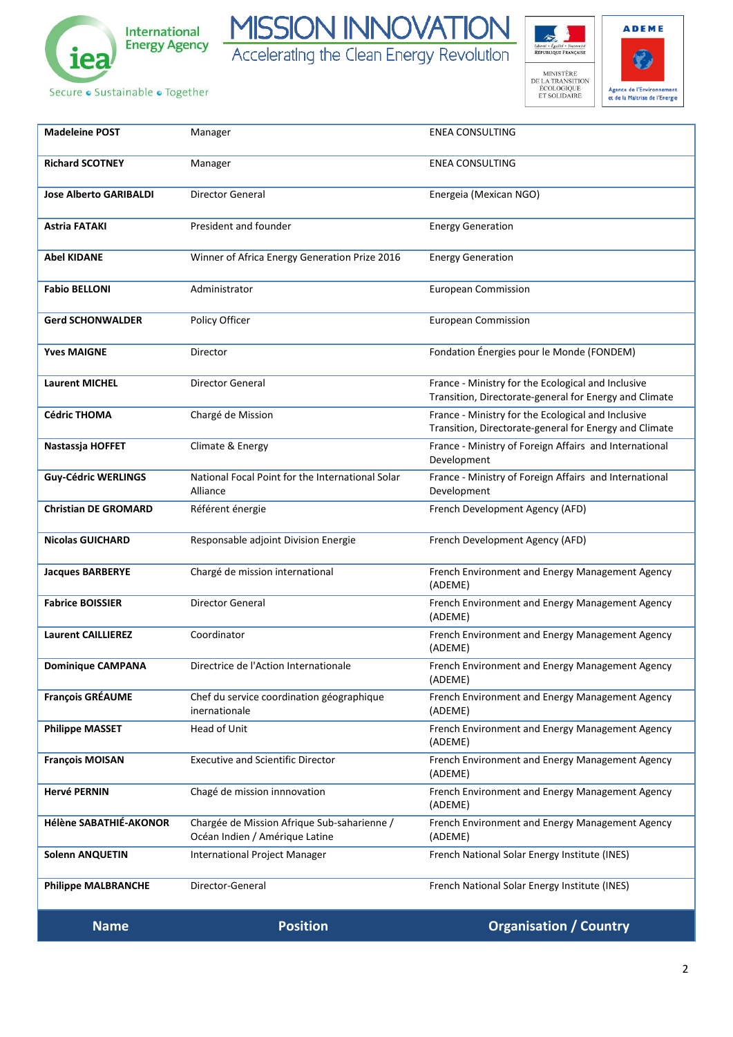| Name | Position | Organisation / Country |
|---|---|---|
| **Madeleine POST** | Manager | ENEA CONSULTING |
| **Richard SCOTNEY** | Manager | ENEA CONSULTING |
| **Jose Alberto GARIBALDI** | Director General | Energeia (Mexican NGO) |
| **Astria FATAKI** | President and founder | Energy Generation |
| **Abel KIDANE** | Winner of Africa Energy Generation Prize 2016 | Energy Generation |
| **Fabio BELLONI** | Administrator | European Commission |
| **Gerd SCHONWALDER** | Policy Officer | European Commission |
| **Yves MAIGNE** | Director | Fondation Énergies pour le Monde (FONDEM) |
| **Laurent MICHEL** | Director General | France - Ministry for the Ecological and Inclusive Transition, Directorate-general for Energy and Climate |
| **Cédric THOMA** | Chargé de Mission | France - Ministry for the Ecological and Inclusive Transition, Directorate-general for Energy and Climate |
| **Nastassja HOFFET** | Climate & Energy | France - Ministry of Foreign Affairs and International Development |
| **Guy-Cédric WERLINGS** | National Focal Point for the International Solar Alliance | France - Ministry of Foreign Affairs and International Development |
| **Christian DE GROMARD** | Référent énergie | French Development Agency (AFD) |
| **Nicolas GUICHARD** | Responsable adjoint Division Energie | French Development Agency (AFD) |
| **Jacques BARBERYE** | Chargé de mission international | French Environment and Energy Management Agency (ADEME) |
| **Fabrice BOISSIER** | Director General | French Environment and Energy Management Agency (ADEME) |
| **Laurent CAILLIEREZ** | Coordinator | French Environment and Energy Management Agency (ADEME) |
| **Dominique CAMPANA** | Directrice de l'Action Internationale | French Environment and Energy Management Agency (ADEME) |
| **François GRÉAUME** | Chef du service coordination géographique inernationale | French Environment and Energy Management Agency (ADEME) |
| **Philippe MASSET** | Head of Unit | French Environment and Energy Management Agency (ADEME) |
| **François MOISAN** | Executive and Scientific Director | French Environment and Energy Management Agency (ADEME) |
| **Hervé PERNIN** | Chagé de mission innnovation | French Environment and Energy Management Agency (ADEME) |
| **Hélène SABATHIÉ-AKONOR** | Chargée de Mission Afrique Sub-saharienne / Océan Indien / Amérique Latine | French Environment and Energy Management Agency (ADEME) |
| **Solenn ANQUETIN** | International Project Manager | French National Solar Energy Institute (INES) |
| **Philippe MALBRANCHE** | Director-General | French National Solar Energy Institute (INES) |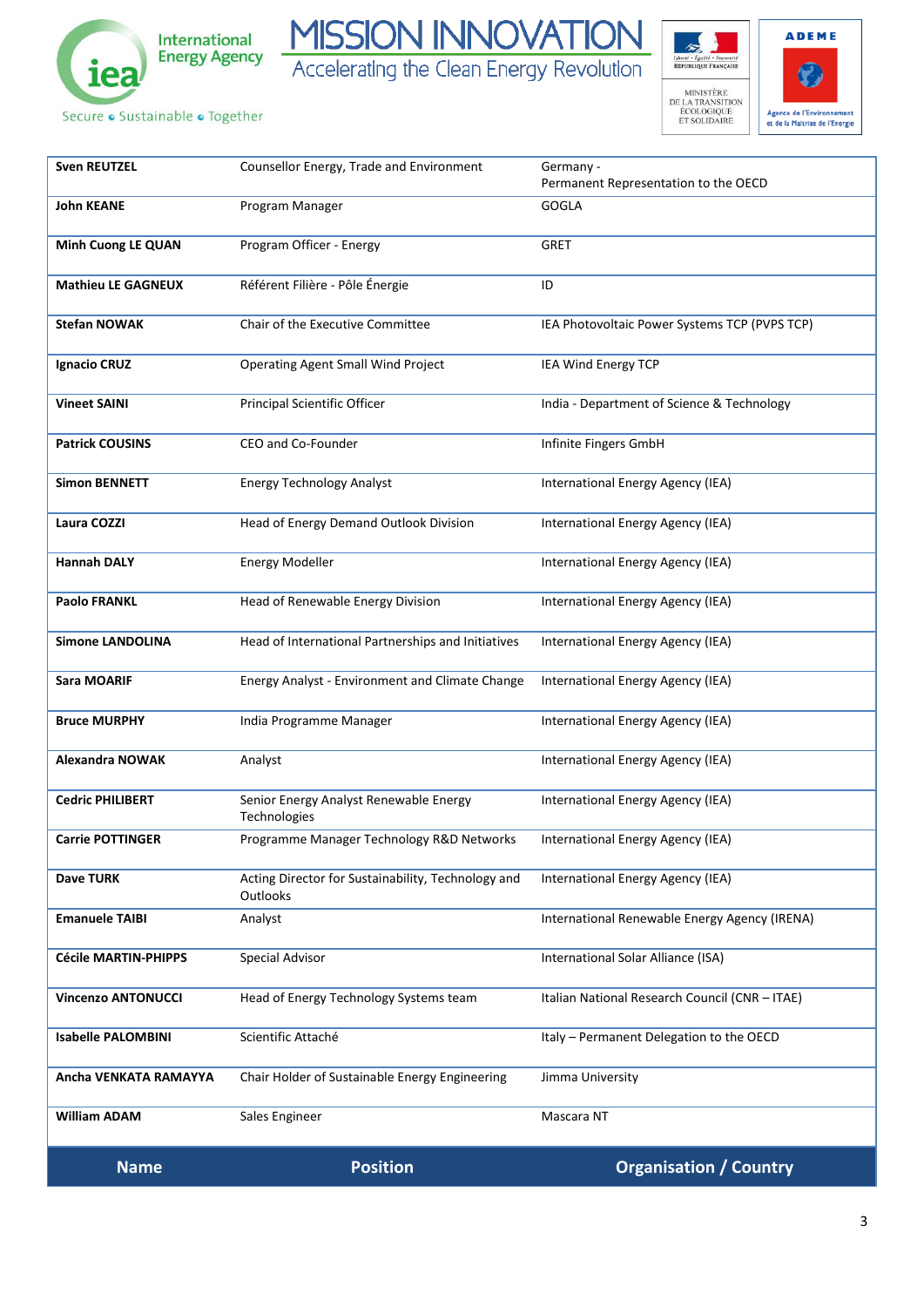| Name | Position | Organisation / Country |
|---|---|---|
| **Sven REUTZEL** | Counsellor Energy, Trade and Environment | Germany - Permanent Representation to the OECD |
| **John KEANE** | Program Manager | GOGLA |
| **Minh Cuong LE QUAN** | Program Officer - Energy | GRET |
| **Mathieu LE GAGNEUX** | Référent Filière - Pôle Énergie | ID |
| **Stefan NOWAK** | Chair of the Executive Committee | IEA Photovoltaic Power Systems TCP (PVPS TCP) |
| **Ignacio CRUZ** | Operating Agent Small Wind Project | IEA Wind Energy TCP |
| **Vineet SAINI** | Principal Scientific Officer | India - Department of Science & Technology |
| **Patrick COUSINS** | CEO and Co-Founder | Infinite Fingers GmbH |
| **Simon BENNETT** | Energy Technology Analyst | International Energy Agency (IEA) |
| **Laura COZZI** | Head of Energy Demand Outlook Division | International Energy Agency (IEA) |
| **Hannah DALY** | Energy Modeller | International Energy Agency (IEA) |
| **Paolo FRANKL** | Head of Renewable Energy Division | International Energy Agency (IEA) |
| **Simone LANDOLINA** | Head of International Partnerships and Initiatives | International Energy Agency (IEA) |
| **Sara MOARIF** | Energy Analyst - Environment and Climate Change | International Energy Agency (IEA) |
| **Bruce MURPHY** | India Programme Manager | International Energy Agency (IEA) |
| **Alexandra NOWAK** | Analyst | International Energy Agency (IEA) |
| **Cedric PHILIBERT** | Senior Energy Analyst Renewable Energy Technologies | International Energy Agency (IEA) |
| **Carrie POTTINGER** | Programme Manager Technology R&D Networks | International Energy Agency (IEA) |
| **Dave TURK** | Acting Director for Sustainability, Technology and Outlooks | International Energy Agency (IEA) |
| **Emanuele TAIBI** | Analyst | International Renewable Energy Agency (IRENA) |
| **Cécile MARTIN-PHIPPS** | Special Advisor | International Solar Alliance (ISA) |
| **Vincenzo ANTONUCCI** | Head of Energy Technology Systems team | Italian National Research Council (CNR – ITAE) |
| **Isabelle PALOMBINI** | Scientific Attaché | Italy – Permanent Delegation to the OECD |
| **Ancha VENKATA RAMAYYA** | Chair Holder of Sustainable Energy Engineering | Jimma University |
| **William ADAM** | Sales Engineer | Mascara NT |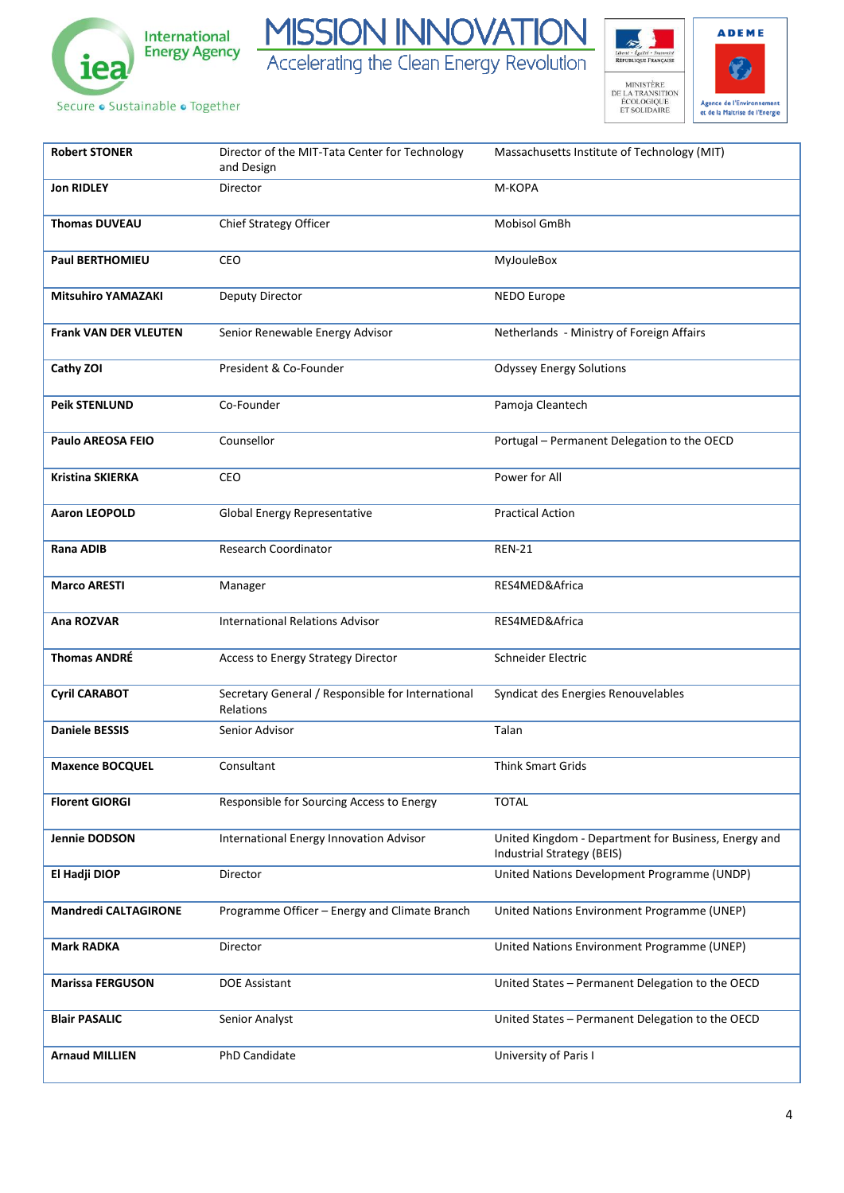| | | |
|---|---|---|
| **Robert STONER** | Director of the MIT-Tata Center for Technology and Design | Massachusetts Institute of Technology (MIT) |
| **Jon RIDLEY** | Director | M-KOPA |
| **Thomas DUVEAU** | Chief Strategy Officer | Mobisol GmBh |
| **Paul BERTHOMIEU** | CEO | MyJouleBox |
| **Mitsuhiro YAMAZAKI** | Deputy Director | NEDO Europe |
| **Frank VAN DER VLEUTEN** | Senior Renewable Energy Advisor | Netherlands - Ministry of Foreign Affairs |
| **Cathy ZOI** | President & Co-Founder | Odyssey Energy Solutions |
| **Peik STENLUND** | Co-Founder | Pamoja Cleantech |
| **Paulo AREOSA FEIO** | Counsellor | Portugal – Permanent Delegation to the OECD |
| **Kristina SKIERKA** | CEO | Power for All |
| **Aaron LEOPOLD** | Global Energy Representative | Practical Action |
| **Rana ADIB** | Research Coordinator | REN-21 |
| **Marco ARESTI** | Manager | RES4MED&Africa |
| **Ana ROZVAR** | International Relations Advisor | RES4MED&Africa |
| **Thomas ANDRÉ** | Access to Energy Strategy Director | Schneider Electric |
| **Cyril CARABOT** | Secretary General / Responsible for International Relations | Syndicat des Energies Renouvelables |
| **Daniele BESSIS** | Senior Advisor | Talan |
| **Maxence BOCQUEL** | Consultant | Think Smart Grids |
| **Florent GIORGI** | Responsible for Sourcing Access to Energy | TOTAL |
| **Jennie DODSON** | International Energy Innovation Advisor | United Kingdom - Department for Business, Energy and Industrial Strategy (BEIS) |
| **El Hadji DIOP** | Director | United Nations Development Programme (UNDP) |
| **Mandredi CALTAGIRONE** | Programme Officer – Energy and Climate Branch | United Nations Environment Programme (UNEP) |
| **Mark RADKA** | Director | United Nations Environment Programme (UNEP) |
| **Marissa FERGUSON** | DOE Assistant | United States – Permanent Delegation to the OECD |
| **Blair PASALIC** | Senior Analyst | United States – Permanent Delegation to the OECD |
| **Arnaud MILLIEN** | PhD Candidate | University of Paris I |